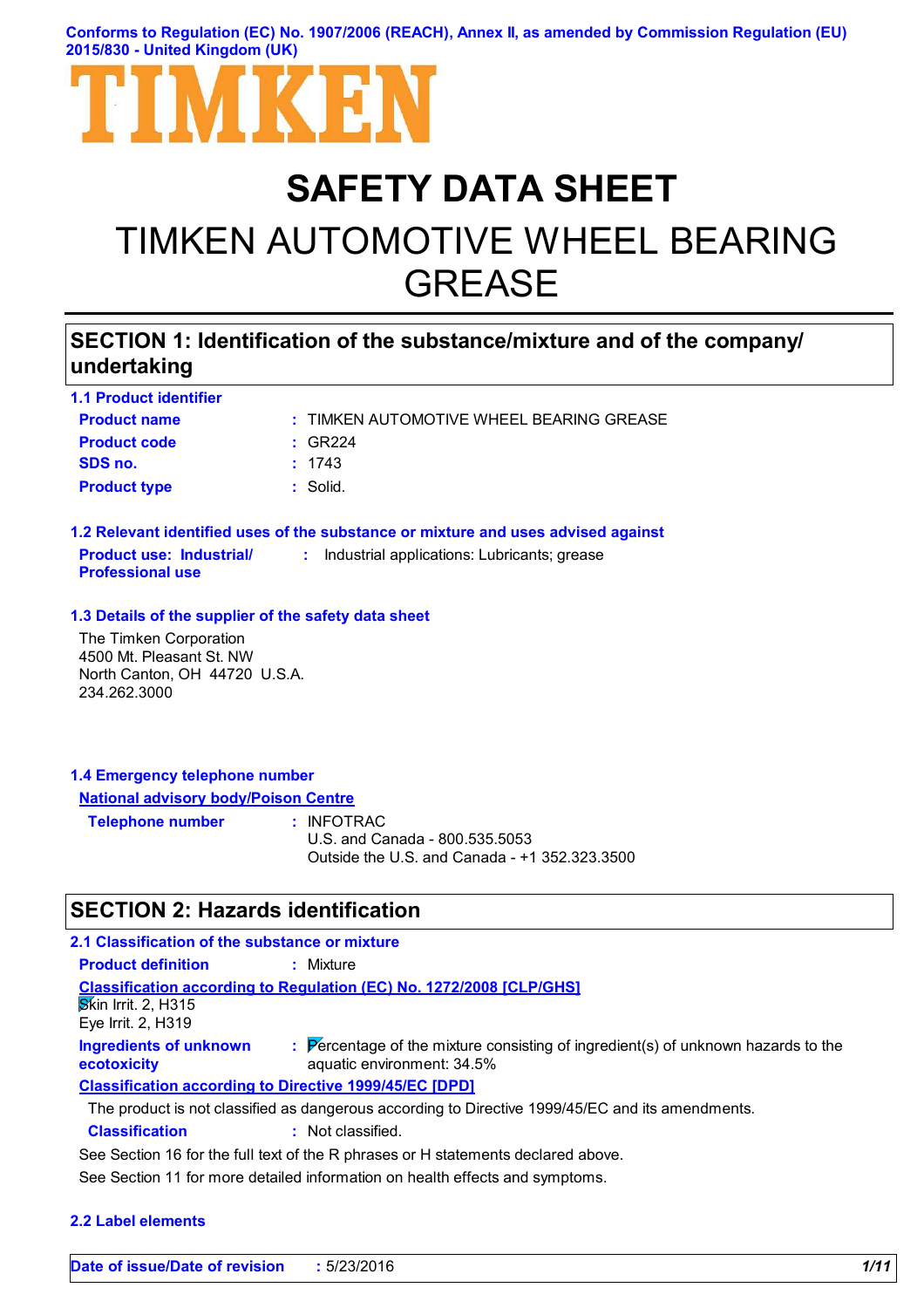Conforms to Regulation (EC) No. 1907/2006 (REACH), Annex II, as amended by Commission Regulation (EU) 2015/830 - United Kingdom (UK)

TIMKEN

# SAFETY DATA SHEET

# TIMKEN AUTOMOTIVE WHEEL BEARING GREASE

## SECTION 1: Identification of the substance/mixture and of the company/ undertaking

### 1.1 Product identifier

**Product name** : TIMKEN AUTOMOTIVE WHEEL BEARING GREASE

**Product code** : GR224

**SDS no.** : 1743

**Product type** : Solid.

### 1.2 Relevant identified uses of the substance or mixture and uses advised against

**Product use: Industrial/ Professional use** : Industrial applications: Lubricants; grease

### 1.3 Details of the supplier of the safety data sheet

The Timken Corporation
4500 Mt. Pleasant St. NW
North Canton, OH 44720 U.S.A.
234.262.3000

### 1.4 Emergency telephone number

**National advisory body/Poison Centre**

**Telephone number** : INFOTRAC
U.S. and Canada - 800.535.5053
Outside the U.S. and Canada - +1 352.323.3500

## SECTION 2: Hazards identification

### 2.1 Classification of the substance or mixture

**Product definition** : Mixture

**Classification according to Regulation (EC) No. 1272/2008 [CLP/GHS]**

Skin Irrit. 2, H315
Eye Irrit. 2, H319

**Ingredients of unknown ecotoxicity** : Percentage of the mixture consisting of ingredient(s) of unknown hazards to the aquatic environment: 34.5%

**Classification according to Directive 1999/45/EC [DPD]**

The product is not classified as dangerous according to Directive 1999/45/EC and its amendments.

**Classification** : Not classified.

See Section 16 for the full text of the R phrases or H statements declared above.

See Section 11 for more detailed information on health effects and symptoms.

### 2.2 Label elements

**Date of issue/Date of revision** : 5/23/2016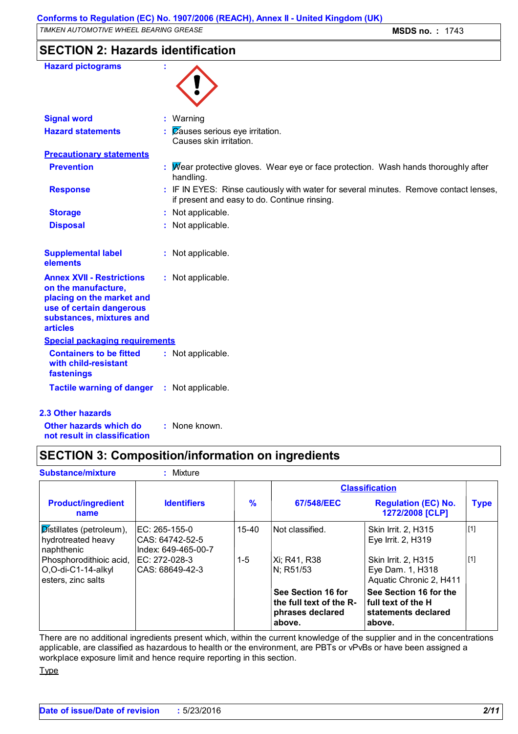## SECTION 2: Hazards identification

**Hazard pictograms** :

**Signal word** : Warning

**Hazard statements** : Causes serious eye irritation.
Causes skin irritation.

**Precautionary statements**

**Prevention** : Wear protective gloves. Wear eye or face protection. Wash hands thoroughly after handling.

**Response** : IF IN EYES: Rinse cautiously with water for several minutes. Remove contact lenses, if present and easy to do. Continue rinsing.

**Storage** : Not applicable.

**Disposal** : Not applicable.

**Supplemental label elements** : Not applicable.

**Annex XVII - Restrictions on the manufacture, placing on the market and use of certain dangerous substances, mixtures and articles** : Not applicable.

**Special packaging requirements**

**Containers to be fitted with child-resistant fastenings** : Not applicable.

**Tactile warning of danger** : Not applicable.

### 2.3 Other hazards

**Other hazards which do not result in classification** : None known.

## SECTION 3: Composition/information on ingredients

**Substance/mixture** : Mixture

| Product/ingredient name | Identifiers | % | Classification 67/548/EEC | Classification Regulation (EC) No. 1272/2008 [CLP] | Type |
|---|---|---|---|---|---|
| Distillates (petroleum), hydrotreated heavy naphthenic | EC: 265-155-0<br>CAS: 64742-52-5<br>Index: 649-465-00-7 | 15-40 | Not classified. | Skin Irrit. 2, H315<br>Eye Irrit. 2, H319 | [1] |
| Phosphorodithioic acid, O,O-di-C1-14-alkyl esters, zinc salts | EC: 272-028-3<br>CAS: 68649-42-3 | 1-5 | Xi; R41, R38<br>N; R51/53 | Skin Irrit. 2, H315<br>Eye Dam. 1, H318<br>Aquatic Chronic 2, H411 | [1] |
| | | | **See Section 16 for the full text of the R-phrases declared above.** | **See Section 16 for the full text of the H statements declared above.** | |

There are no additional ingredients present which, within the current knowledge of the supplier and in the concentrations applicable, are classified as hazardous to health or the environment, are PBTs or vPvBs or have been assigned a workplace exposure limit and hence require reporting in this section.

Type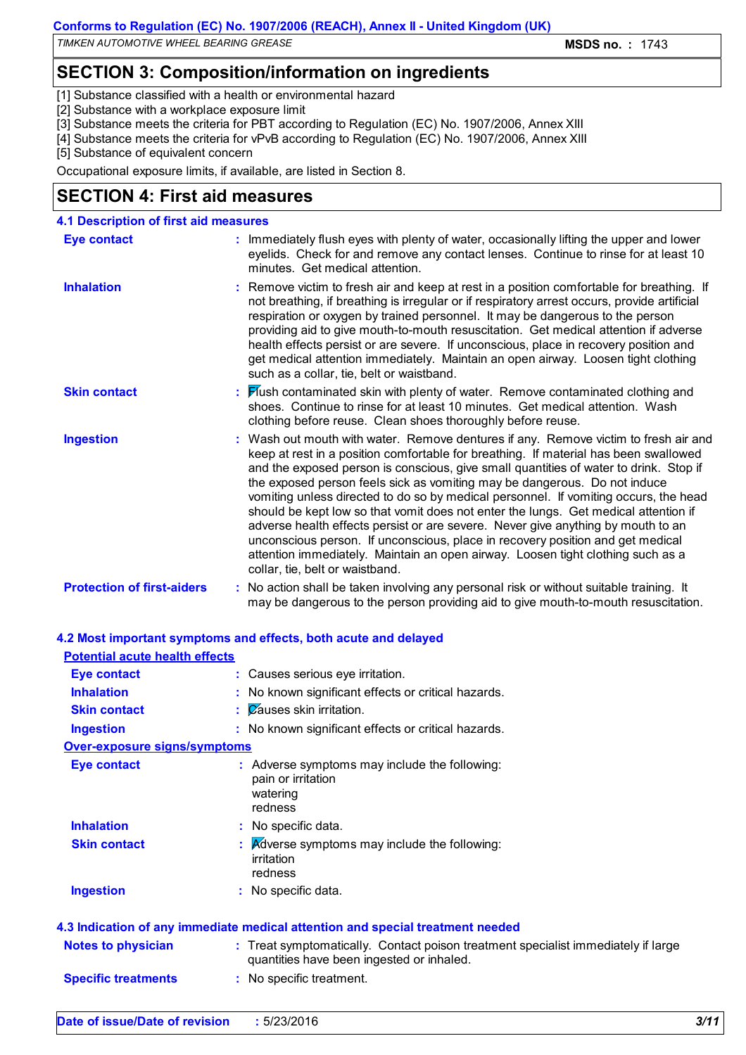## SECTION 3: Composition/information on ingredients

[1] Substance classified with a health or environmental hazard
[2] Substance with a workplace exposure limit
[3] Substance meets the criteria for PBT according to Regulation (EC) No. 1907/2006, Annex XIII
[4] Substance meets the criteria for vPvB according to Regulation (EC) No. 1907/2006, Annex XIII
[5] Substance of equivalent concern

Occupational exposure limits, if available, are listed in Section 8.

## SECTION 4: First aid measures

### 4.1 Description of first aid measures

**Eye contact** : Immediately flush eyes with plenty of water, occasionally lifting the upper and lower eyelids. Check for and remove any contact lenses. Continue to rinse for at least 10 minutes. Get medical attention.

**Inhalation** : Remove victim to fresh air and keep at rest in a position comfortable for breathing. If not breathing, if breathing is irregular or if respiratory arrest occurs, provide artificial respiration or oxygen by trained personnel. It may be dangerous to the person providing aid to give mouth-to-mouth resuscitation. Get medical attention if adverse health effects persist or are severe. If unconscious, place in recovery position and get medical attention immediately. Maintain an open airway. Loosen tight clothing such as a collar, tie, belt or waistband.

**Skin contact** : Flush contaminated skin with plenty of water. Remove contaminated clothing and shoes. Continue to rinse for at least 10 minutes. Get medical attention. Wash clothing before reuse. Clean shoes thoroughly before reuse.

**Ingestion** : Wash out mouth with water. Remove dentures if any. Remove victim to fresh air and keep at rest in a position comfortable for breathing. If material has been swallowed and the exposed person is conscious, give small quantities of water to drink. Stop if the exposed person feels sick as vomiting may be dangerous. Do not induce vomiting unless directed to do so by medical personnel. If vomiting occurs, the head should be kept low so that vomit does not enter the lungs. Get medical attention if adverse health effects persist or are severe. Never give anything by mouth to an unconscious person. If unconscious, place in recovery position and get medical attention immediately. Maintain an open airway. Loosen tight clothing such as a collar, tie, belt or waistband.

**Protection of first-aiders** : No action shall be taken involving any personal risk or without suitable training. It may be dangerous to the person providing aid to give mouth-to-mouth resuscitation.

### 4.2 Most important symptoms and effects, both acute and delayed

**Potential acute health effects**

**Eye contact** : Causes serious eye irritation.

**Inhalation** : No known significant effects or critical hazards.

**Skin contact** : Causes skin irritation.

**Ingestion** : No known significant effects or critical hazards.

**Over-exposure signs/symptoms**

**Eye contact** : Adverse symptoms may include the following:
pain or irritation
watering
redness

**Inhalation** : No specific data.

**Skin contact** : Adverse symptoms may include the following:
irritation
redness

**Ingestion** : No specific data.

### 4.3 Indication of any immediate medical attention and special treatment needed

**Notes to physician** : Treat symptomatically. Contact poison treatment specialist immediately if large quantities have been ingested or inhaled.

**Specific treatments** : No specific treatment.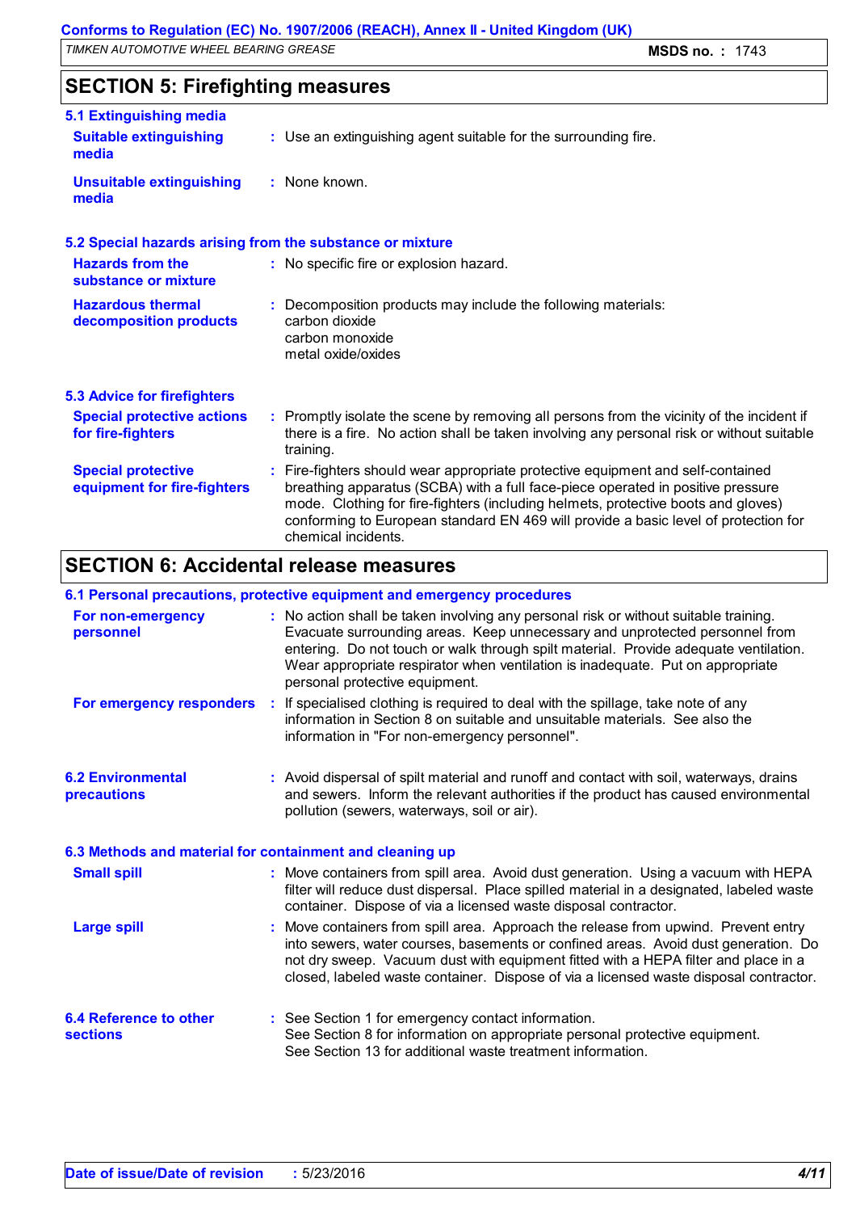## SECTION 5: Firefighting measures

### 5.1 Extinguishing media

**Suitable extinguishing media** : Use an extinguishing agent suitable for the surrounding fire.

**Unsuitable extinguishing media** : None known.

### 5.2 Special hazards arising from the substance or mixture

**Hazards from the substance or mixture** : No specific fire or explosion hazard.

**Hazardous thermal decomposition products** : Decomposition products may include the following materials:
carbon dioxide
carbon monoxide
metal oxide/oxides

### 5.3 Advice for firefighters

**Special protective actions for fire-fighters** : Promptly isolate the scene by removing all persons from the vicinity of the incident if there is a fire. No action shall be taken involving any personal risk or without suitable training.

**Special protective equipment for fire-fighters** : Fire-fighters should wear appropriate protective equipment and self-contained breathing apparatus (SCBA) with a full face-piece operated in positive pressure mode. Clothing for fire-fighters (including helmets, protective boots and gloves) conforming to European standard EN 469 will provide a basic level of protection for chemical incidents.

## SECTION 6: Accidental release measures

### 6.1 Personal precautions, protective equipment and emergency procedures

**For non-emergency personnel** : No action shall be taken involving any personal risk or without suitable training. Evacuate surrounding areas. Keep unnecessary and unprotected personnel from entering. Do not touch or walk through spilt material. Provide adequate ventilation. Wear appropriate respirator when ventilation is inadequate. Put on appropriate personal protective equipment.

**For emergency responders** : If specialised clothing is required to deal with the spillage, take note of any information in Section 8 on suitable and unsuitable materials. See also the information in "For non-emergency personnel".

### 6.2 Environmental precautions

: Avoid dispersal of spilt material and runoff and contact with soil, waterways, drains and sewers. Inform the relevant authorities if the product has caused environmental pollution (sewers, waterways, soil or air).

### 6.3 Methods and material for containment and cleaning up

**Small spill** : Move containers from spill area. Avoid dust generation. Using a vacuum with HEPA filter will reduce dust dispersal. Place spilled material in a designated, labeled waste container. Dispose of via a licensed waste disposal contractor.

**Large spill** : Move containers from spill area. Approach the release from upwind. Prevent entry into sewers, water courses, basements or confined areas. Avoid dust generation. Do not dry sweep. Vacuum dust with equipment fitted with a HEPA filter and place in a closed, labeled waste container. Dispose of via a licensed waste disposal contractor.

### 6.4 Reference to other sections

: See Section 1 for emergency contact information.
See Section 8 for information on appropriate personal protective equipment.
See Section 13 for additional waste treatment information.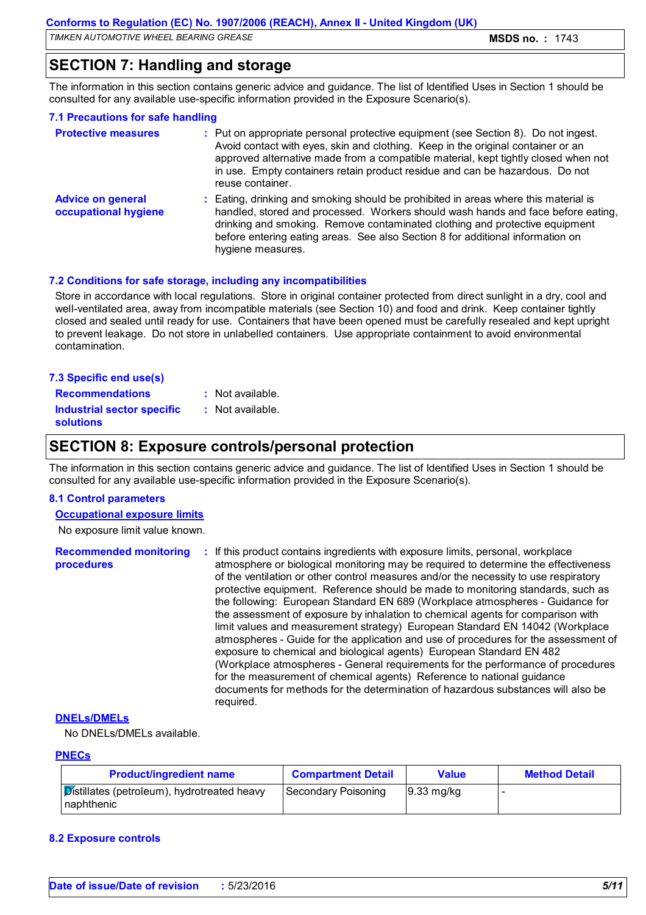## SECTION 7: Handling and storage

The information in this section contains generic advice and guidance. The list of Identified Uses in Section 1 should be consulted for any available use-specific information provided in the Exposure Scenario(s).

### 7.1 Precautions for safe handling

**Protective measures** : Put on appropriate personal protective equipment (see Section 8). Do not ingest. Avoid contact with eyes, skin and clothing. Keep in the original container or an approved alternative made from a compatible material, kept tightly closed when not in use. Empty containers retain product residue and can be hazardous. Do not reuse container.

**Advice on general occupational hygiene** : Eating, drinking and smoking should be prohibited in areas where this material is handled, stored and processed. Workers should wash hands and face before eating, drinking and smoking. Remove contaminated clothing and protective equipment before entering eating areas. See also Section 8 for additional information on hygiene measures.

### 7.2 Conditions for safe storage, including any incompatibilities

Store in accordance with local regulations. Store in original container protected from direct sunlight in a dry, cool and well-ventilated area, away from incompatible materials (see Section 10) and food and drink. Keep container tightly closed and sealed until ready for use. Containers that have been opened must be carefully resealed and kept upright to prevent leakage. Do not store in unlabelled containers. Use appropriate containment to avoid environmental contamination.

### 7.3 Specific end use(s)

**Recommendations** : Not available.

**Industrial sector specific solutions** : Not available.

## SECTION 8: Exposure controls/personal protection

The information in this section contains generic advice and guidance. The list of Identified Uses in Section 1 should be consulted for any available use-specific information provided in the Exposure Scenario(s).

### 8.1 Control parameters

**Occupational exposure limits**

No exposure limit value known.

**Recommended monitoring procedures** : If this product contains ingredients with exposure limits, personal, workplace atmosphere or biological monitoring may be required to determine the effectiveness of the ventilation or other control measures and/or the necessity to use respiratory protective equipment. Reference should be made to monitoring standards, such as the following: European Standard EN 689 (Workplace atmospheres - Guidance for the assessment of exposure by inhalation to chemical agents for comparison with limit values and measurement strategy) European Standard EN 14042 (Workplace atmospheres - Guide for the application and use of procedures for the assessment of exposure to chemical and biological agents) European Standard EN 482 (Workplace atmospheres - General requirements for the performance of procedures for the measurement of chemical agents) Reference to national guidance documents for methods for the determination of hazardous substances will also be required.

**DNELs/DMELs**

No DNELs/DMELs available.

**PNECs**

| Product/ingredient name | Compartment Detail | Value | Method Detail |
|---|---|---|---|
| Distillates (petroleum), hydrotreated heavy naphthenic | Secondary Poisoning | 9.33 mg/kg | - |

### 8.2 Exposure controls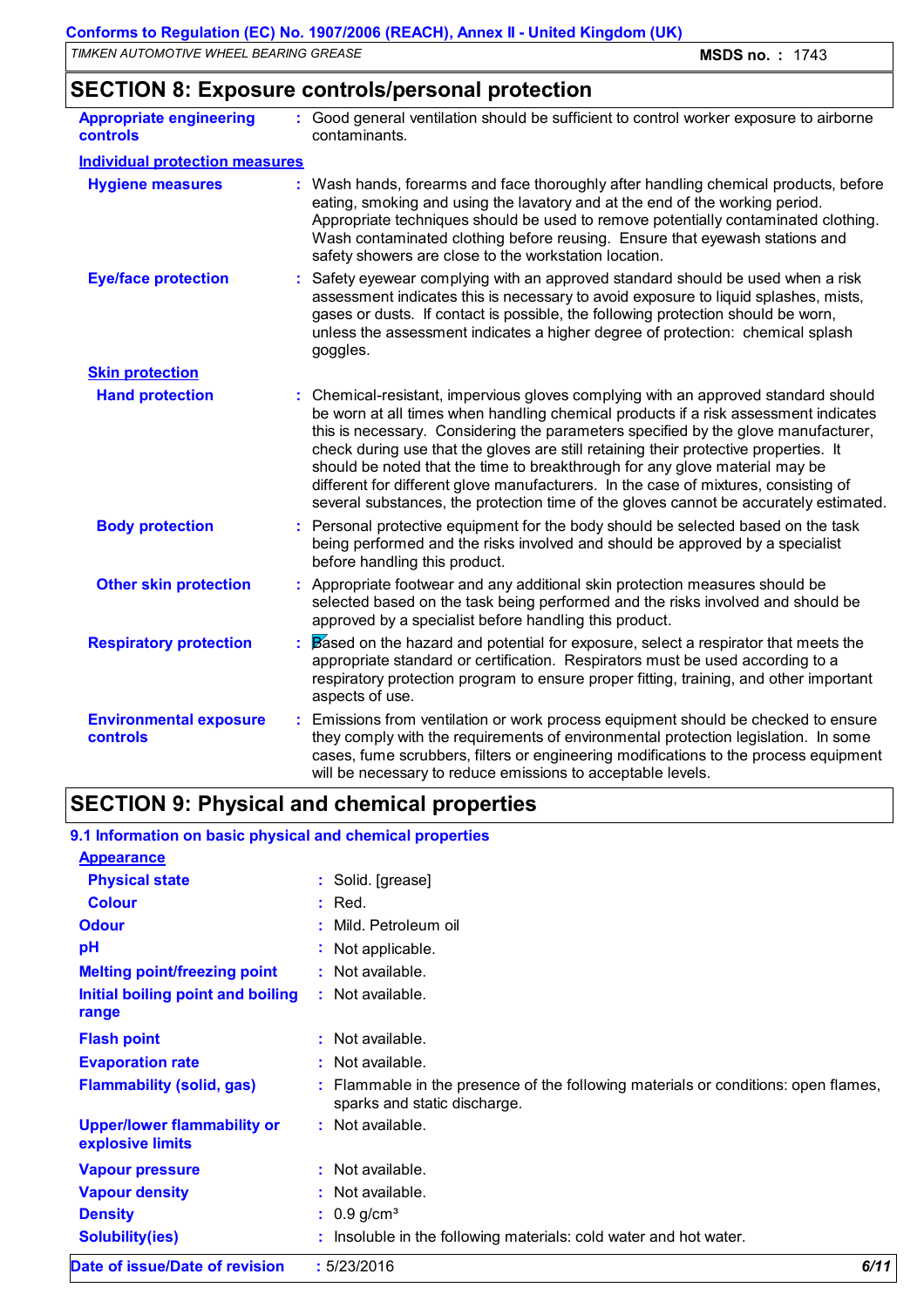## SECTION 8: Exposure controls/personal protection

**Appropriate engineering controls** : Good general ventilation should be sufficient to control worker exposure to airborne contaminants.

**Individual protection measures**

**Hygiene measures** : Wash hands, forearms and face thoroughly after handling chemical products, before eating, smoking and using the lavatory and at the end of the working period. Appropriate techniques should be used to remove potentially contaminated clothing. Wash contaminated clothing before reusing. Ensure that eyewash stations and safety showers are close to the workstation location.

**Eye/face protection** : Safety eyewear complying with an approved standard should be used when a risk assessment indicates this is necessary to avoid exposure to liquid splashes, mists, gases or dusts. If contact is possible, the following protection should be worn, unless the assessment indicates a higher degree of protection: chemical splash goggles.

**Skin protection**

**Hand protection** : Chemical-resistant, impervious gloves complying with an approved standard should be worn at all times when handling chemical products if a risk assessment indicates this is necessary. Considering the parameters specified by the glove manufacturer, check during use that the gloves are still retaining their protective properties. It should be noted that the time to breakthrough for any glove material may be different for different glove manufacturers. In the case of mixtures, consisting of several substances, the protection time of the gloves cannot be accurately estimated.

**Body protection** : Personal protective equipment for the body should be selected based on the task being performed and the risks involved and should be approved by a specialist before handling this product.

**Other skin protection** : Appropriate footwear and any additional skin protection measures should be selected based on the task being performed and the risks involved and should be approved by a specialist before handling this product.

**Respiratory protection** : Based on the hazard and potential for exposure, select a respirator that meets the appropriate standard or certification. Respirators must be used according to a respiratory protection program to ensure proper fitting, training, and other important aspects of use.

**Environmental exposure controls** : Emissions from ventilation or work process equipment should be checked to ensure they comply with the requirements of environmental protection legislation. In some cases, fume scrubbers, filters or engineering modifications to the process equipment will be necessary to reduce emissions to acceptable levels.

## SECTION 9: Physical and chemical properties

### 9.1 Information on basic physical and chemical properties

**Appearance**

**Physical state** : Solid. [grease]

**Colour** : Red.

**Odour** : Mild. Petroleum oil

**pH** : Not applicable.

**Melting point/freezing point** : Not available.

**Initial boiling point and boiling range** : Not available.

**Flash point** : Not available.

**Evaporation rate** : Not available.

**Flammability (solid, gas)** : Flammable in the presence of the following materials or conditions: open flames, sparks and static discharge.

**Upper/lower flammability or explosive limits** : Not available.

**Vapour pressure** : Not available.

**Vapour density** : Not available.

**Density** : 0.9 g/cm$^3$

**Solubility(ies)** : Insoluble in the following materials: cold water and hot water.

**Date of issue/Date of revision** : 5/23/2016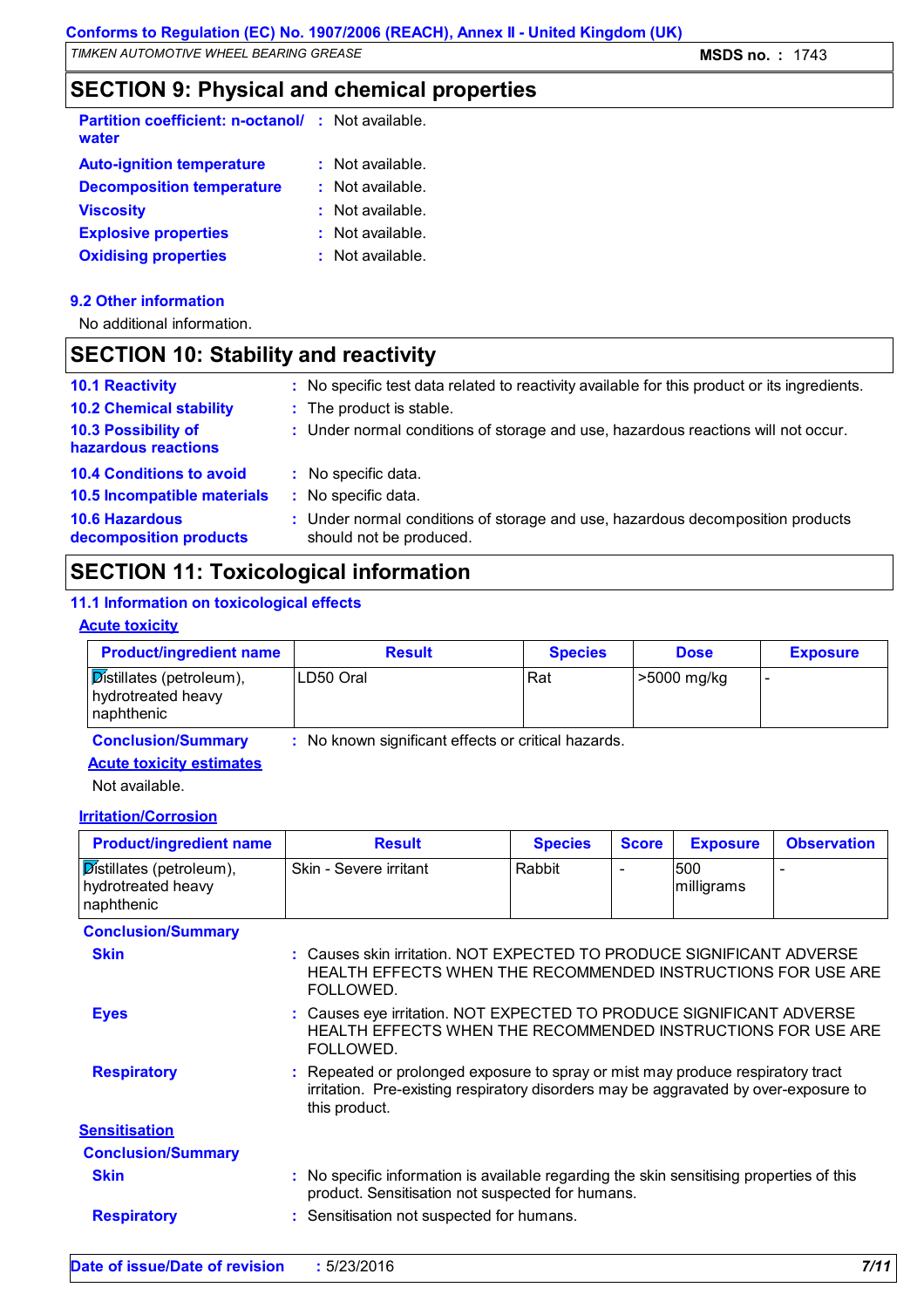## SECTION 9: Physical and chemical properties

**Partition coefficient: n-octanol/ water** : Not available.

**Auto-ignition temperature** : Not available.

**Decomposition temperature** : Not available.

**Viscosity** : Not available.

**Explosive properties** : Not available.

**Oxidising properties** : Not available.

### 9.2 Other information

No additional information.

## SECTION 10: Stability and reactivity

**10.1 Reactivity** : No specific test data related to reactivity available for this product or its ingredients.

**10.2 Chemical stability** : The product is stable.

**10.3 Possibility of hazardous reactions** : Under normal conditions of storage and use, hazardous reactions will not occur.

**10.4 Conditions to avoid** : No specific data.

**10.5 Incompatible materials** : No specific data.

**10.6 Hazardous decomposition products** : Under normal conditions of storage and use, hazardous decomposition products should not be produced.

## SECTION 11: Toxicological information

### 11.1 Information on toxicological effects

**Acute toxicity**

| Product/ingredient name | Result | Species | Dose | Exposure |
|---|---|---|---|---|
| Distillates (petroleum), hydrotreated heavy naphthenic | LD50 Oral | Rat | >5000 mg/kg | - |

**Conclusion/Summary** : No known significant effects or critical hazards.

**Acute toxicity estimates**

Not available.

**Irritation/Corrosion**

| Product/ingredient name | Result | Species | Score | Exposure | Observation |
|---|---|---|---|---|---|
| Distillates (petroleum), hydrotreated heavy naphthenic | Skin - Severe irritant | Rabbit | - | 500 milligrams | - |

**Conclusion/Summary**

**Skin** : Causes skin irritation. NOT EXPECTED TO PRODUCE SIGNIFICANT ADVERSE HEALTH EFFECTS WHEN THE RECOMMENDED INSTRUCTIONS FOR USE ARE FOLLOWED.

**Eyes** : Causes eye irritation. NOT EXPECTED TO PRODUCE SIGNIFICANT ADVERSE HEALTH EFFECTS WHEN THE RECOMMENDED INSTRUCTIONS FOR USE ARE FOLLOWED.

**Respiratory** : Repeated or prolonged exposure to spray or mist may produce respiratory tract irritation. Pre-existing respiratory disorders may be aggravated by over-exposure to this product.

**Sensitisation**

**Conclusion/Summary**

**Skin** : No specific information is available regarding the skin sensitising properties of this product. Sensitisation not suspected for humans.

**Respiratory** : Sensitisation not suspected for humans.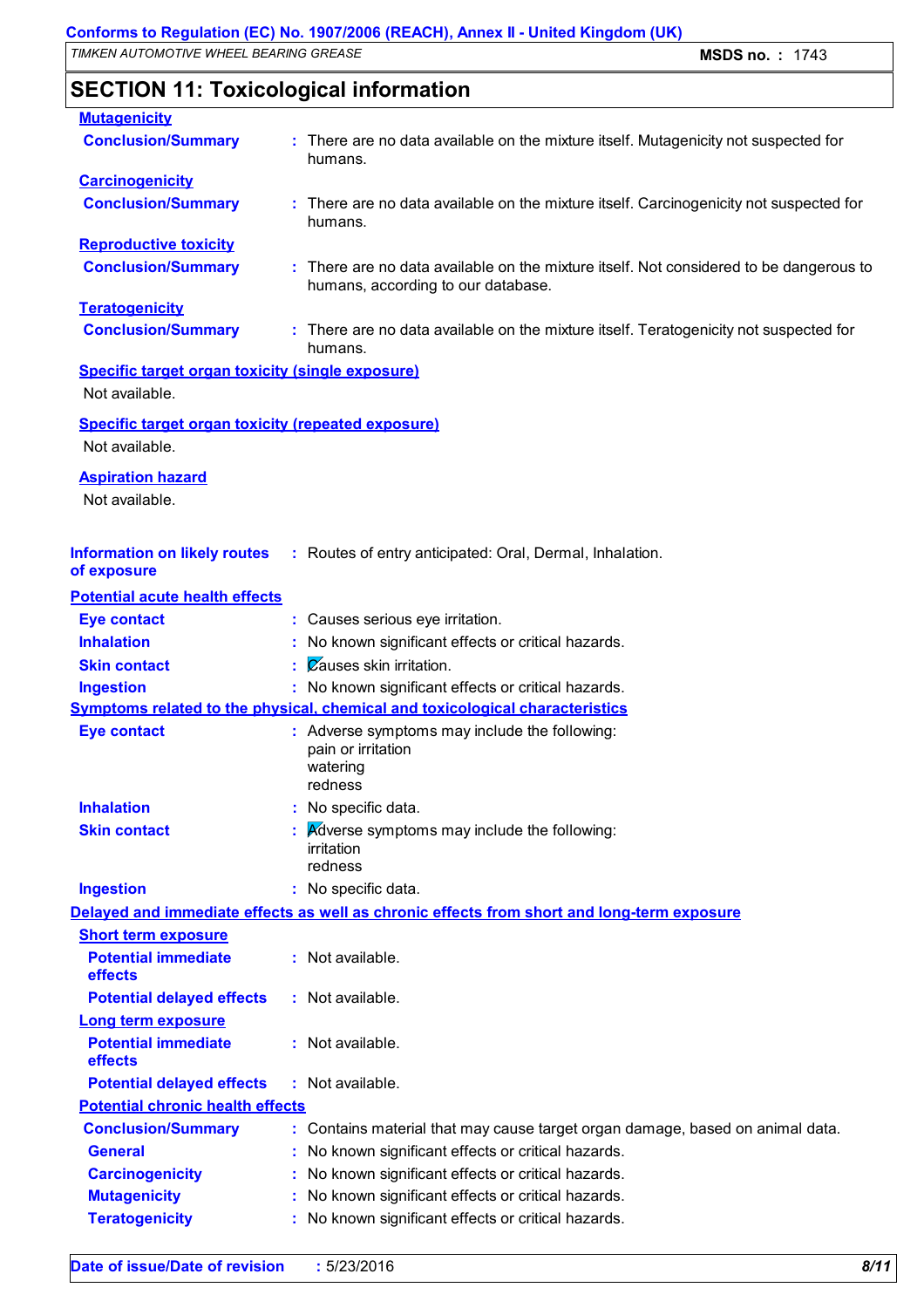## SECTION 11: Toxicological information

**Mutagenicity**

| | |
|---|---|
| **Conclusion/Summary** | There are no data available on the mixture itself. Mutagenicity not suspected for humans. |

**Carcinogenicity**

| | |
|---|---|
| **Conclusion/Summary** | There are no data available on the mixture itself. Carcinogenicity not suspected for humans. |

**Reproductive toxicity**

| | |
|---|---|
| **Conclusion/Summary** | There are no data available on the mixture itself. Not considered to be dangerous to humans, according to our database. |

**Teratogenicity**

| | |
|---|---|
| **Conclusion/Summary** | There are no data available on the mixture itself. Teratogenicity not suspected for humans. |

**Specific target organ toxicity (single exposure)**

Not available.

**Specific target organ toxicity (repeated exposure)**

Not available.

**Aspiration hazard**

Not available.

| | |
|---|---|
| **Information on likely routes of exposure** | Routes of entry anticipated: Oral, Dermal, Inhalation. |

**Potential acute health effects**

| | |
|---|---|
| **Eye contact** | Causes serious eye irritation. |
| **Inhalation** | No known significant effects or critical hazards. |
| **Skin contact** | Causes skin irritation. |
| **Ingestion** | No known significant effects or critical hazards. |

**Symptoms related to the physical, chemical and toxicological characteristics**

| | |
|---|---|
| **Eye contact** | Adverse symptoms may include the following:<br>pain or irritation<br>watering<br>redness |
| **Inhalation** | No specific data. |
| **Skin contact** | Adverse symptoms may include the following:<br>irritation<br>redness |
| **Ingestion** | No specific data. |

**Delayed and immediate effects as well as chronic effects from short and long-term exposure**

**Short term exposure**

| | |
|---|---|
| **Potential immediate effects** | Not available. |
| **Potential delayed effects** | Not available. |

**Long term exposure**

| | |
|---|---|
| **Potential immediate effects** | Not available. |
| **Potential delayed effects** | Not available. |

**Potential chronic health effects**

| | |
|---|---|
| **Conclusion/Summary** | Contains material that may cause target organ damage, based on animal data. |
| **General** | No known significant effects or critical hazards. |
| **Carcinogenicity** | No known significant effects or critical hazards. |
| **Mutagenicity** | No known significant effects or critical hazards. |
| **Teratogenicity** | No known significant effects or critical hazards. |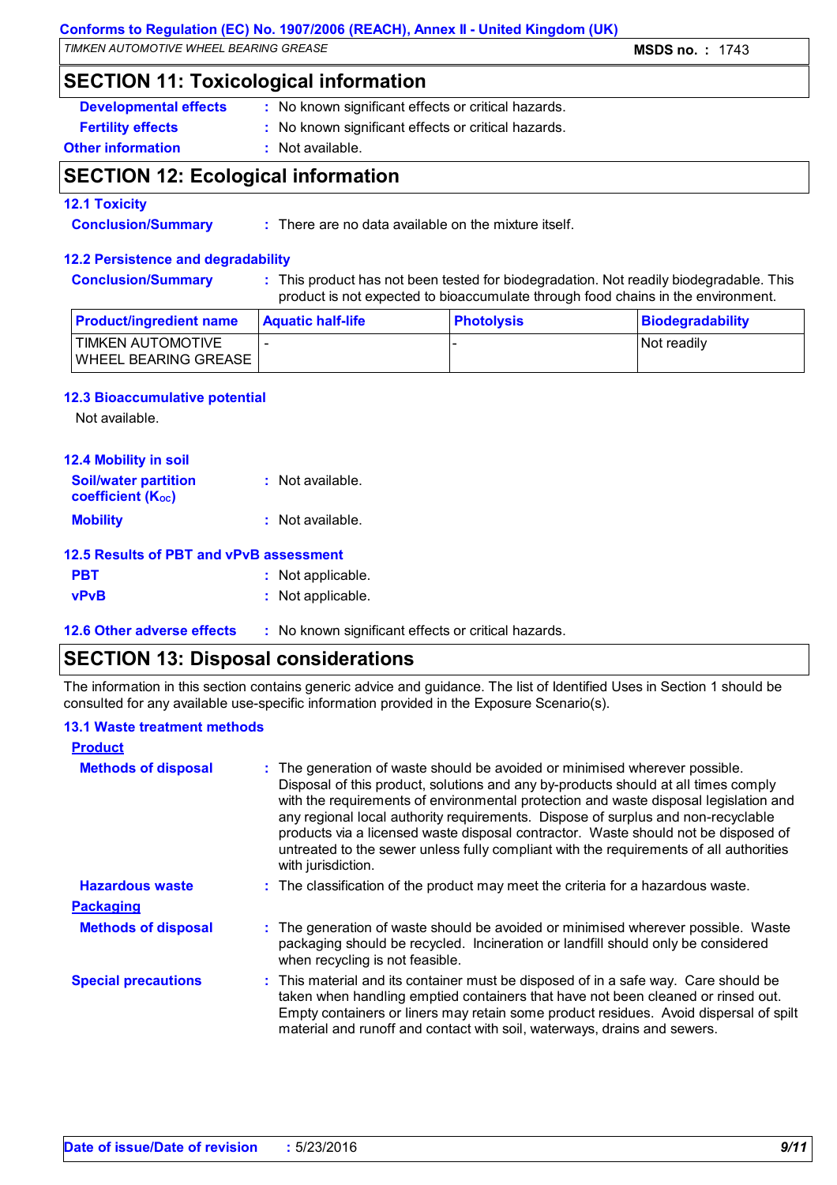## SECTION 11: Toxicological information

**Developmental effects** : No known significant effects or critical hazards.

**Fertility effects** : No known significant effects or critical hazards.

**Other information** : Not available.

## SECTION 12: Ecological information

### 12.1 Toxicity

**Conclusion/Summary** : There are no data available on the mixture itself.

### 12.2 Persistence and degradability

**Conclusion/Summary** : This product has not been tested for biodegradation. Not readily biodegradable. This product is not expected to bioaccumulate through food chains in the environment.

| Product/ingredient name | Aquatic half-life | Photolysis | Biodegradability |
|---|---|---|---|
| TIMKEN AUTOMOTIVE WHEEL BEARING GREASE | - | - | Not readily |

### 12.3 Bioaccumulative potential

Not available.

### 12.4 Mobility in soil

**Soil/water partition coefficient ($K_{OC}$)** : Not available.

**Mobility** : Not available.

### 12.5 Results of PBT and vPvB assessment

**PBT** : Not applicable.

**vPvB** : Not applicable.

### 12.6 Other adverse effects

: No known significant effects or critical hazards.

## SECTION 13: Disposal considerations

The information in this section contains generic advice and guidance. The list of Identified Uses in Section 1 should be consulted for any available use-specific information provided in the Exposure Scenario(s).

### 13.1 Waste treatment methods

**Product**

**Methods of disposal** : The generation of waste should be avoided or minimised wherever possible. Disposal of this product, solutions and any by-products should at all times comply with the requirements of environmental protection and waste disposal legislation and any regional local authority requirements. Dispose of surplus and non-recyclable products via a licensed waste disposal contractor. Waste should not be disposed of untreated to the sewer unless fully compliant with the requirements of all authorities with jurisdiction.

**Hazardous waste** : The classification of the product may meet the criteria for a hazardous waste.

**Packaging**

**Methods of disposal** : The generation of waste should be avoided or minimised wherever possible. Waste packaging should be recycled. Incineration or landfill should only be considered when recycling is not feasible.

**Special precautions** : This material and its container must be disposed of in a safe way. Care should be taken when handling emptied containers that have not been cleaned or rinsed out. Empty containers or liners may retain some product residues. Avoid dispersal of spilt material and runoff and contact with soil, waterways, drains and sewers.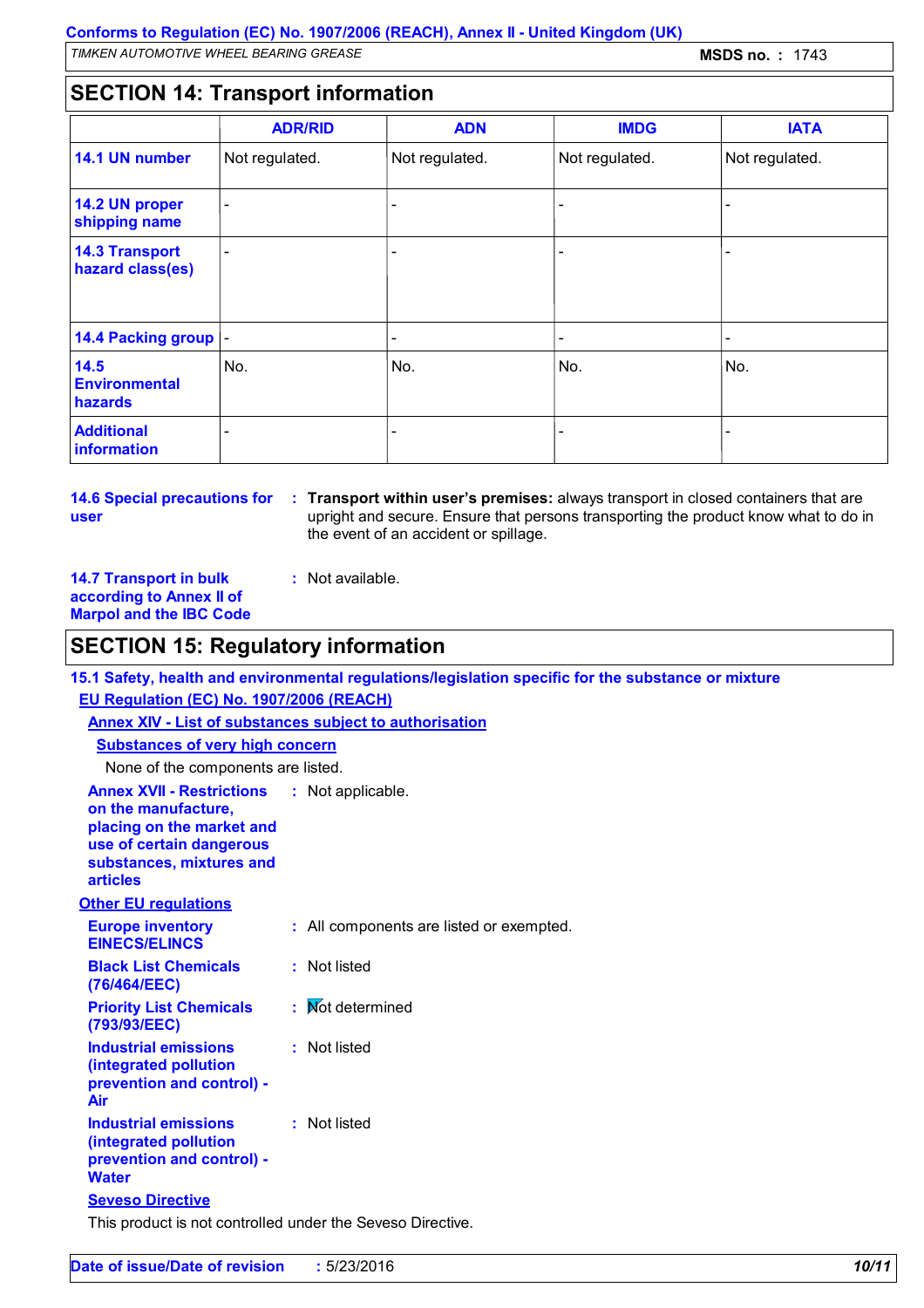## SECTION 14: Transport information

| | ADR/RID | ADN | IMDG | IATA |
|---|---|---|---|---|
| **14.1 UN number** | Not regulated. | Not regulated. | Not regulated. | Not regulated. |
| **14.2 UN proper shipping name** | - | - | - | - |
| **14.3 Transport hazard class(es)** | - | - | - | - |
| **14.4 Packing group** | - | - | - | - |
| **14.5 Environmental hazards** | No. | No. | No. | No. |
| **Additional information** | - | - | - | - |

**14.6 Special precautions for user** : **Transport within user's premises:** always transport in closed containers that are upright and secure. Ensure that persons transporting the product know what to do in the event of an accident or spillage.

**14.7 Transport in bulk according to Annex II of Marpol and the IBC Code** : Not available.

## SECTION 15: Regulatory information

**15.1 Safety, health and environmental regulations/legislation specific for the substance or mixture**

**EU Regulation (EC) No. 1907/2006 (REACH)**

**Annex XIV - List of substances subject to authorisation**

**Substances of very high concern**

None of the components are listed.

**Annex XVII - Restrictions on the manufacture, placing on the market and use of certain dangerous substances, mixtures and articles** : Not applicable.

**Other EU regulations**

**Europe inventory EINECS/ELINCS** : All components are listed or exempted.

**Black List Chemicals (76/464/EEC)** : Not listed

**Priority List Chemicals (793/93/EEC)** : Not determined

**Industrial emissions (integrated pollution prevention and control) - Air** : Not listed

**Industrial emissions (integrated pollution prevention and control) - Water** : Not listed

**Seveso Directive**

This product is not controlled under the Seveso Directive.

**Date of issue/Date of revision** : 5/23/2016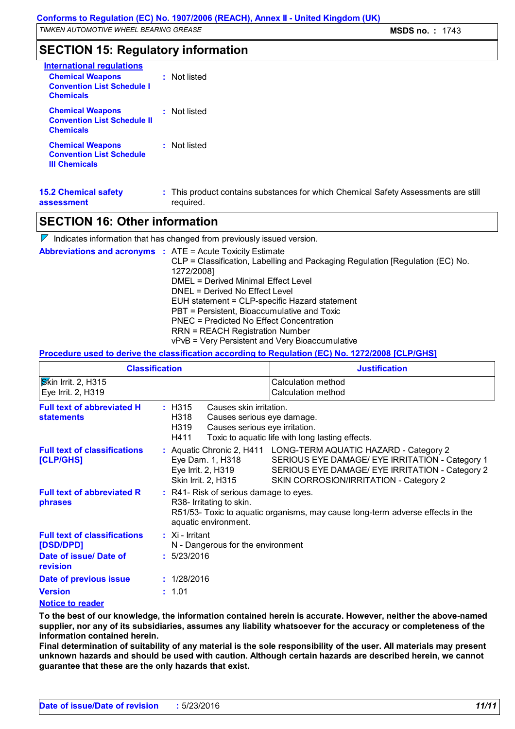## SECTION 15: Regulatory information

### International regulations

**Chemical Weapons Convention List Schedule I Chemicals** : Not listed

**Chemical Weapons Convention List Schedule II Chemicals** : Not listed

**Chemical Weapons Convention List Schedule III Chemicals** : Not listed

**15.2 Chemical safety assessment** : This product contains substances for which Chemical Safety Assessments are still required.

## SECTION 16: Other information

Indicates information that has changed from previously issued version.

**Abbreviations and acronyms** :
ATE = Acute Toxicity Estimate
CLP = Classification, Labelling and Packaging Regulation [Regulation (EC) No. 1272/2008]
DMEL = Derived Minimal Effect Level
DNEL = Derived No Effect Level
EUH statement = CLP-specific Hazard statement
PBT = Persistent, Bioaccumulative and Toxic
PNEC = Predicted No Effect Concentration
RRN = REACH Registration Number
vPvB = Very Persistent and Very Bioaccumulative

### Procedure used to derive the classification according to Regulation (EC) No. 1272/2008 [CLP/GHS]

| Classification | Justification |
|---|---|
| Skin Irrit. 2, H315 | Calculation method |
| Eye Irrit. 2, H319 | Calculation method |

**Full text of abbreviated H statements** :
H315 Causes skin irritation.
H318 Causes serious eye damage.
H319 Causes serious eye irritation.
H411 Toxic to aquatic life with long lasting effects.

**Full text of classifications [CLP/GHS]** :
Aquatic Chronic 2, H411 LONG-TERM AQUATIC HAZARD - Category 2
Eye Dam. 1, H318 SERIOUS EYE DAMAGE/ EYE IRRITATION - Category 1
Eye Irrit. 2, H319 SERIOUS EYE DAMAGE/ EYE IRRITATION - Category 2
Skin Irrit. 2, H315 SKIN CORROSION/IRRITATION - Category 2

**Full text of abbreviated R phrases** :
R41- Risk of serious damage to eyes.
R38- Irritating to skin.
R51/53- Toxic to aquatic organisms, may cause long-term adverse effects in the aquatic environment.

**Full text of classifications [DSD/DPD]** :
Xi - Irritant
N - Dangerous for the environment

**Date of issue/ Date of revision** : 5/23/2016

**Date of previous issue** : 1/28/2016

**Version** : 1.01

### Notice to reader

**To the best of our knowledge, the information contained herein is accurate. However, neither the above-named supplier, nor any of its subsidiaries, assumes any liability whatsoever for the accuracy or completeness of the information contained herein.**

**Final determination of suitability of any material is the sole responsibility of the user. All materials may present unknown hazards and should be used with caution. Although certain hazards are described herein, we cannot guarantee that these are the only hazards that exist.**